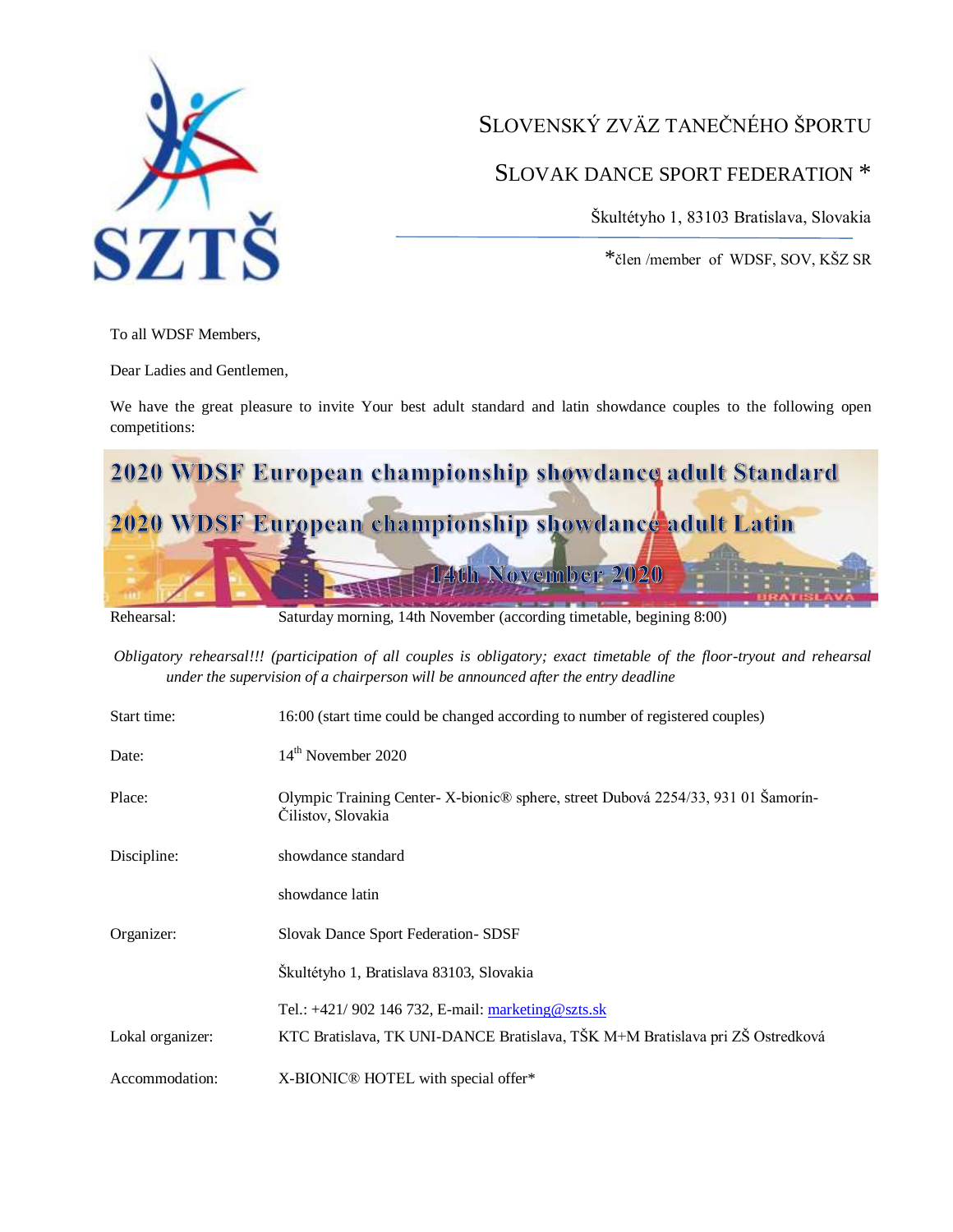SLOVENSKÝ ZVÄZ TANEČNÉHO ŠPORTU

SLOVAK DANCE SPORT FEDERATION *

Škultétyho 1, 83103 Bratislava, Slovakia

*člen /member of WDSF, SOV, KŠZ SR

To all WDSF Members,

Dear Ladies and Gentlemen,

We have the great pleasure to invite Your best adult standard and latin showdance couples to the following open competitions:

# 2020 WDSF European championship showdance adult Standard

# 2020 WDSF European championship showdance adult Latin

## 14th November 2020

| | |
|---|---|
| Rehearsal: | Saturday morning, 14th November (according timetable, begining 8:00) |

*Obligatory rehearsal!!! (participation of all couples is obligatory; exact timetable of the floor-tryout and rehearsal under the supervision of a chairperson will be announced after the entry deadline*

| | |
|---|---|
| Start time: | 16:00 (start time could be changed according to number of registered couples) |
| Date: | 14th November 2020 |
| Place: | Olympic Training Center- X-bionic® sphere, street Dubová 2254/33, 931 01 Šamorín-Čilistov, Slovakia |
| Discipline: | showdance standard |
| | showdance latin |
| Organizer: | Slovak Dance Sport Federation- SDSF |
| | Škultétyho 1, Bratislava 83103, Slovakia |
| | Tel.: +421/ 902 146 732, E-mail: marketing@szts.sk |
| Lokal organizer: | KTC Bratislava, TK UNI-DANCE Bratislava, TŠK M+M Bratislava pri ZŠ Ostredková |
| Accommodation: | X-BIONIC® HOTEL with special offer* |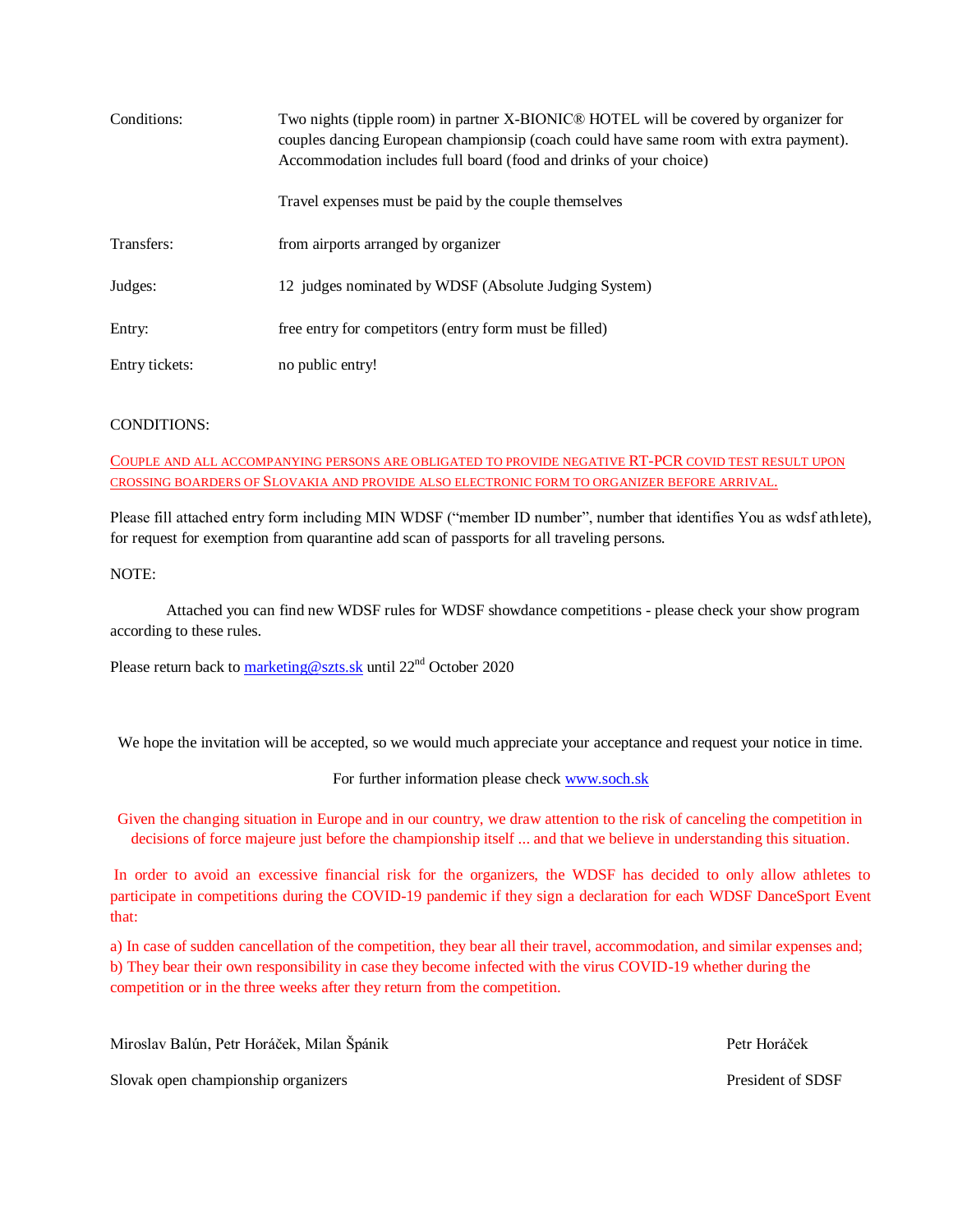| | |
|---|---|
| Conditions: | Two nights (tipple room) in partner X-BIONIC® HOTEL will be covered by organizer for couples dancing European championsip (coach could have same room with extra payment). Accommodation includes full board (food and drinks of your choice)<br><br>Travel expenses must be paid by the couple themselves |
| Transfers: | from airports arranged by organizer |
| Judges: | 12 judges nominated by WDSF (Absolute Judging System) |
| Entry: | free entry for competitors (entry form must be filled) |
| Entry tickets: | no public entry! |

CONDITIONS:

COUPLE AND ALL ACCOMPANYING PERSONS ARE OBLIGATED TO PROVIDE NEGATIVE RT-PCR COVID TEST RESULT UPON CROSSING BOARDERS OF SLOVAKIA AND PROVIDE ALSO ELECTRONIC FORM TO ORGANIZER BEFORE ARRIVAL.

Please fill attached entry form including MIN WDSF ("member ID number", number that identifies You as wdsf athlete), for request for exemption from quarantine add scan of passports for all traveling persons.

NOTE:

Attached you can find new WDSF rules for WDSF showdance competitions - please check your show program according to these rules.

Please return back to marketing@szts.sk until 22nd October 2020

We hope the invitation will be accepted, so we would much appreciate your acceptance and request your notice in time.

For further information please check www.soch.sk

Given the changing situation in Europe and in our country, we draw attention to the risk of canceling the competition in decisions of force majeure just before the championship itself ... and that we believe in understanding this situation.

In order to avoid an excessive financial risk for the organizers, the WDSF has decided to only allow athletes to participate in competitions during the COVID-19 pandemic if they sign a declaration for each WDSF DanceSport Event that:

a) In case of sudden cancellation of the competition, they bear all their travel, accommodation, and similar expenses and;
b) They bear their own responsibility in case they become infected with the virus COVID-19 whether during the competition or in the three weeks after they return from the competition.

Miroslav Balún, Petr Horáček, Milan Špánik — Slovak open championship organizers

Petr Horáček — President of SDSF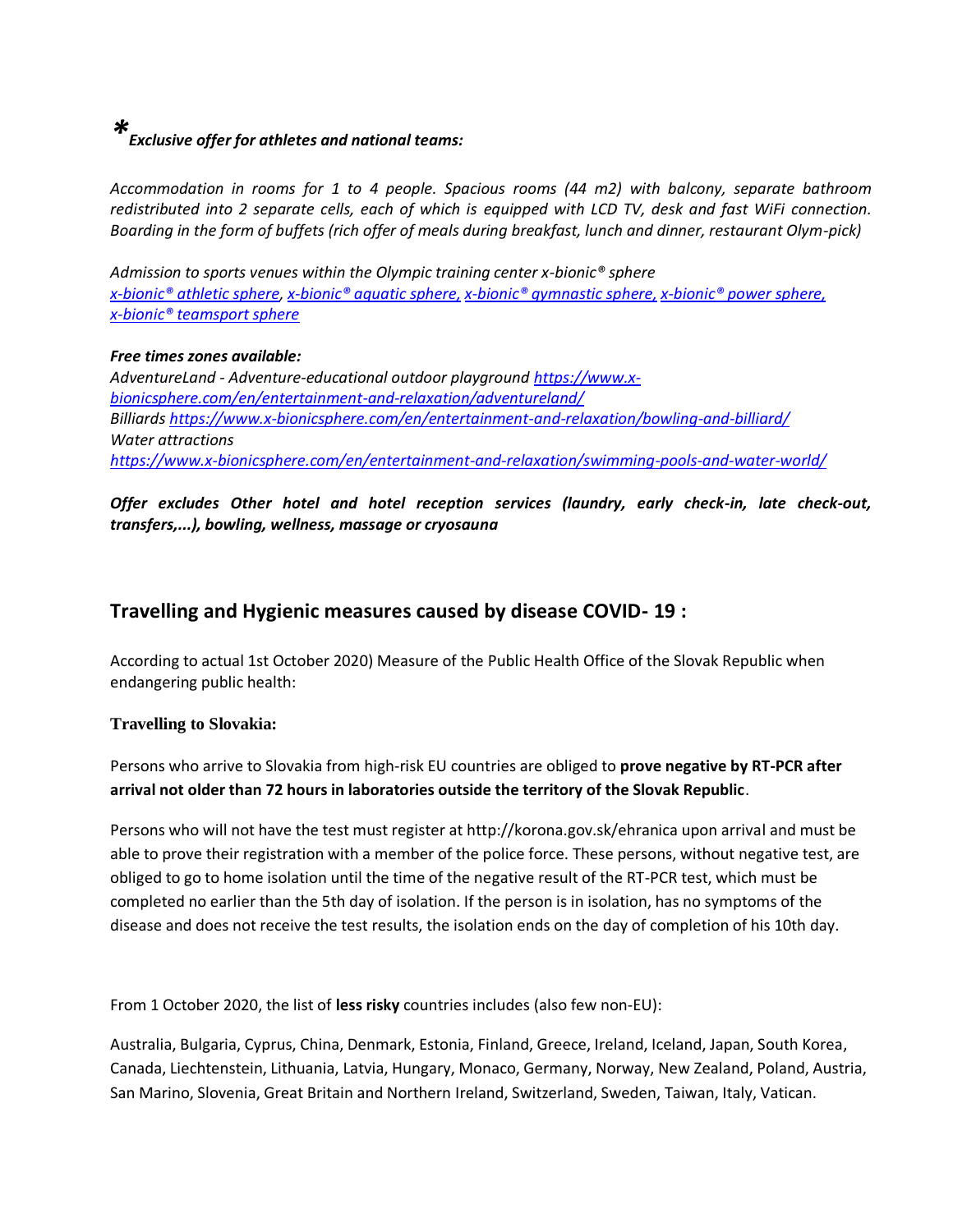***Exclusive offer for athletes and national teams:***

*Accommodation in rooms for 1 to 4 people. Spacious rooms (44 m2) with balcony, separate bathroom redistributed into 2 separate cells, each of which is equipped with LCD TV, desk and fast WiFi connection. Boarding in the form of buffets (rich offer of meals during breakfast, lunch and dinner, restaurant Olym-pick)*

*Admission to sports venues within the Olympic training center x-bionic® sphere*
*x-bionic® athletic sphere, x-bionic® aquatic sphere, x-bionic® gymnastic sphere, x-bionic® power sphere, x-bionic® teamsport sphere*

***Free times zones available:***
*AdventureLand - Adventure-educational outdoor playground https://www.x-bionicsphere.com/en/entertainment-and-relaxation/adventureland/*
*Billiards https://www.x-bionicsphere.com/en/entertainment-and-relaxation/bowling-and-billiard/*
*Water attractions*
*https://www.x-bionicsphere.com/en/entertainment-and-relaxation/swimming-pools-and-water-world/*

***Offer excludes Other hotel and hotel reception services (laundry, early check-in, late check-out, transfers,...), bowling, wellness, massage or cryosauna***

## Travelling and Hygienic measures caused by disease COVID- 19 :

According to actual 1st October 2020) Measure of the Public Health Office of the Slovak Republic when endangering public health:

### Travelling to Slovakia:

Persons who arrive to Slovakia from high-risk EU countries are obliged to **prove negative by RT-PCR after arrival not older than 72 hours in laboratories outside the territory of the Slovak Republic**.

Persons who will not have the test must register at http://korona.gov.sk/ehranica upon arrival and must be able to prove their registration with a member of the police force. These persons, without negative test, are obliged to go to home isolation until the time of the negative result of the RT-PCR test, which must be completed no earlier than the 5th day of isolation. If the person is in isolation, has no symptoms of the disease and does not receive the test results, the isolation ends on the day of completion of his 10th day.

From 1 October 2020, the list of **less risky** countries includes (also few non-EU):

Australia, Bulgaria, Cyprus, China, Denmark, Estonia, Finland, Greece, Ireland, Iceland, Japan, South Korea, Canada, Liechtenstein, Lithuania, Latvia, Hungary, Monaco, Germany, Norway, New Zealand, Poland, Austria, San Marino, Slovenia, Great Britain and Northern Ireland, Switzerland, Sweden, Taiwan, Italy, Vatican.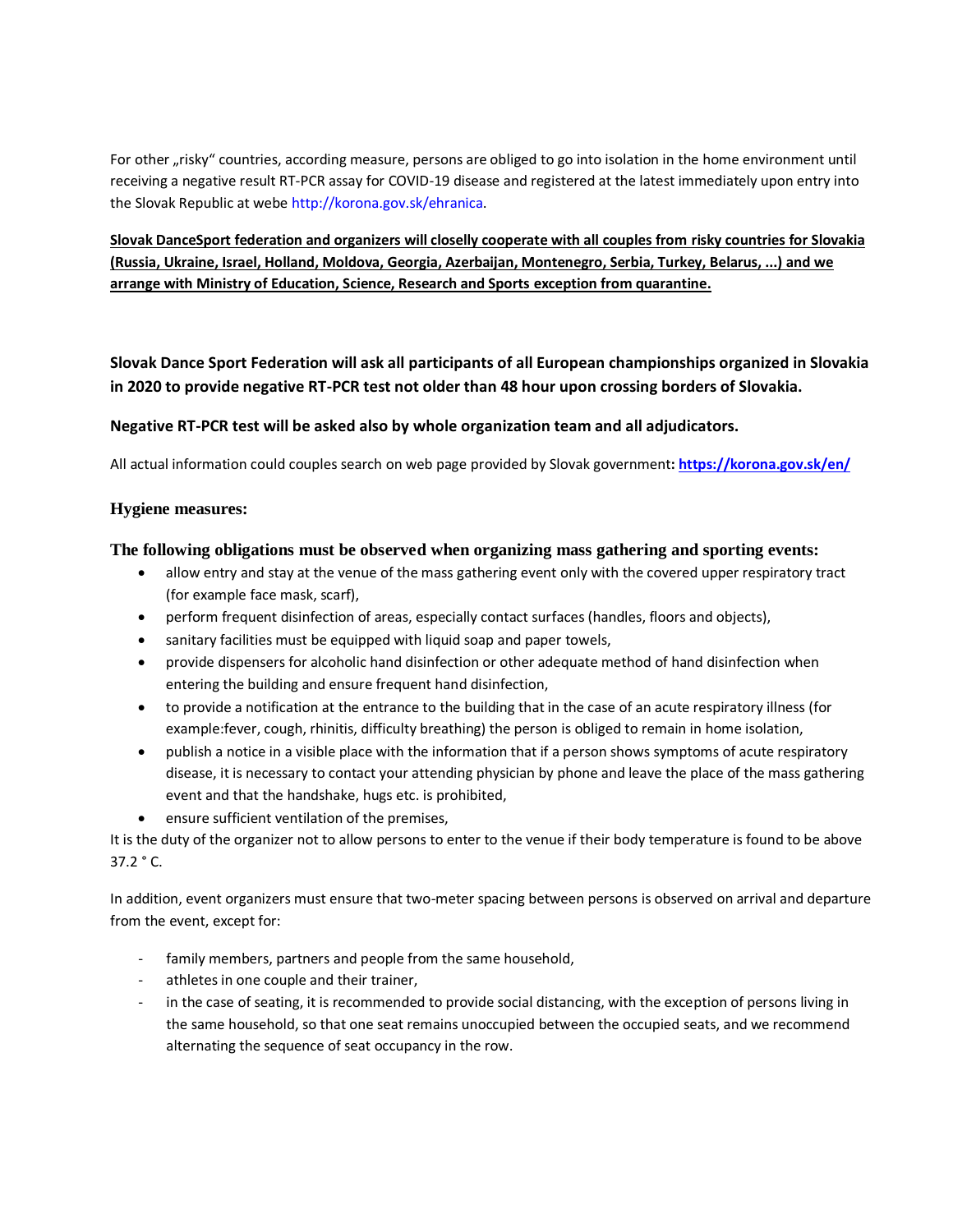For other „risky" countries, according measure, persons are obliged to go into isolation in the home environment until receiving a negative result RT-PCR assay for COVID-19 disease and registered at the latest immediately upon entry into the Slovak Republic at webe http://korona.gov.sk/ehranica.

**Slovak DanceSport federation and organizers will closelly cooperate with all couples from risky countries for Slovakia (Russia, Ukraine, Israel, Holland, Moldova, Georgia, Azerbaijan, Montenegro, Serbia, Turkey, Belarus, ...) and we arrange with Ministry of Education, Science, Research and Sports exception from quarantine.**

**Slovak Dance Sport Federation will ask all participants of all European championships organized in Slovakia in 2020 to provide negative RT-PCR test not older than 48 hour upon crossing borders of Slovakia.**

**Negative RT-PCR test will be asked also by whole organization team and all adjudicators.**

All actual information could couples search on web page provided by Slovak government**: https://korona.gov.sk/en/**

### Hygiene measures:

### The following obligations must be observed when organizing mass gathering and sporting events:

- allow entry and stay at the venue of the mass gathering event only with the covered upper respiratory tract (for example face mask, scarf),
- perform frequent disinfection of areas, especially contact surfaces (handles, floors and objects),
- sanitary facilities must be equipped with liquid soap and paper towels,
- provide dispensers for alcoholic hand disinfection or other adequate method of hand disinfection when entering the building and ensure frequent hand disinfection,
- to provide a notification at the entrance to the building that in the case of an acute respiratory illness (for example:fever, cough, rhinitis, difficulty breathing) the person is obliged to remain in home isolation,
- publish a notice in a visible place with the information that if a person shows symptoms of acute respiratory disease, it is necessary to contact your attending physician by phone and leave the place of the mass gathering event and that the handshake, hugs etc. is prohibited,
- ensure sufficient ventilation of the premises,

It is the duty of the organizer not to allow persons to enter to the venue if their body temperature is found to be above 37.2 ° C.

In addition, event organizers must ensure that two-meter spacing between persons is observed on arrival and departure from the event, except for:

- family members, partners and people from the same household,
- athletes in one couple and their trainer,
- in the case of seating, it is recommended to provide social distancing, with the exception of persons living in the same household, so that one seat remains unoccupied between the occupied seats, and we recommend alternating the sequence of seat occupancy in the row.